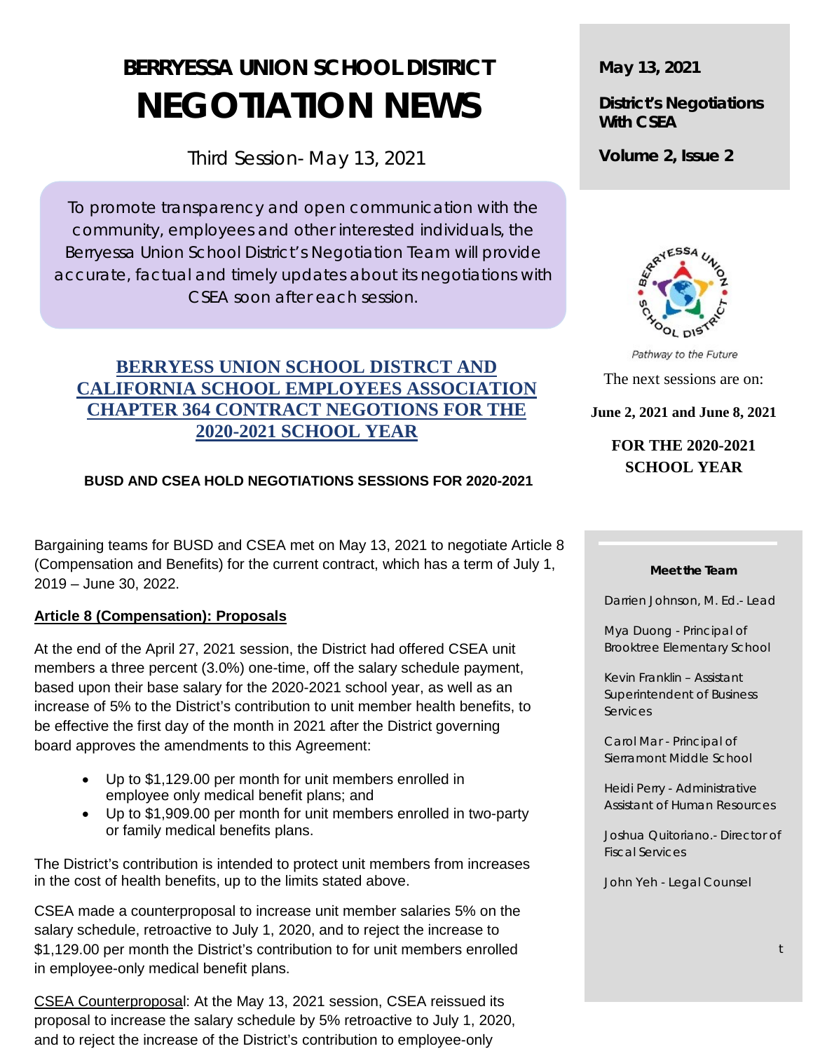# BERRYESSA UNION SCHOOL DISTRICT
# NEGOTIATION NEWS

Third Session- May 13, 2021

To promote transparency and open communication with the community, employees and other interested individuals, the Berryessa Union School District's Negotiation Team will provide accurate, factual and timely updates about its negotiations with CSEA soon after each session.

**May 13, 2021**

**District's Negotiations With CSEA**

**Volume 2, Issue 2**

*Pathway to the Future*

The next sessions are on:

**June 2, 2021 and June 8, 2021**

**FOR THE 2020-2021 SCHOOL YEAR**

## BERRYESS UNION SCHOOL DISTRCT AND CALIFORNIA SCHOOL EMPLOYEES ASSOCIATION CHAPTER 364 CONTRACT NEGOTIONS FOR THE 2020-2021 SCHOOL YEAR

**BUSD AND CSEA HOLD NEGOTIATIONS SESSIONS FOR 2020-2021**

Bargaining teams for BUSD and CSEA met on May 13, 2021 to negotiate Article 8 (Compensation and Benefits) for the current contract, which has a term of July 1, 2019 – June 30, 2022.

**Article 8 (Compensation): Proposals**

At the end of the April 27, 2021 session, the District had offered CSEA unit members a three percent (3.0%) one-time, off the salary schedule payment, based upon their base salary for the 2020-2021 school year, as well as an increase of 5% to the District's contribution to unit member health benefits, to be effective the first day of the month in 2021 after the District governing board approves the amendments to this Agreement:

- Up to $1,129.00 per month for unit members enrolled in employee only medical benefit plans; and
- Up to $1,909.00 per month for unit members enrolled in two-party or family medical benefits plans.

The District's contribution is intended to protect unit members from increases in the cost of health benefits, up to the limits stated above.

CSEA made a counterproposal to increase unit member salaries 5% on the salary schedule, retroactive to July 1, 2020, and to reject the increase to $1,129.00 per month the District's contribution to for unit members enrolled in employee-only medical benefit plans.

CSEA Counterproposal: At the May 13, 2021 session, CSEA reissued its proposal to increase the salary schedule by 5% retroactive to July 1, 2020, and to reject the increase of the District's contribution to employee-only

**Meet the Team**

Darrien Johnson, M. Ed.- Lead

Mya Duong - Principal of Brooktree Elementary School

Kevin Franklin – Assistant Superintendent of Business Services

Carol Mar - Principal of Sierramont Middle School

Heidi Perry - Administrative Assistant of Human Resources

Joshua Quitoriano.- Director of Fiscal Services

John Yeh - Legal Counsel

t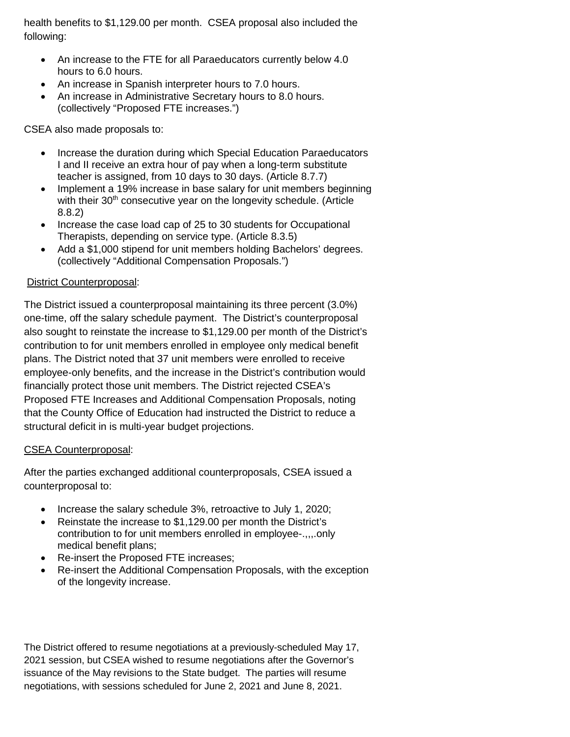health benefits to $1,129.00 per month. CSEA proposal also included the following:

- An increase to the FTE for all Paraeducators currently below 4.0 hours to 6.0 hours.
- An increase in Spanish interpreter hours to 7.0 hours.
- An increase in Administrative Secretary hours to 8.0 hours. (collectively "Proposed FTE increases.")

CSEA also made proposals to:

- Increase the duration during which Special Education Paraeducators I and II receive an extra hour of pay when a long-term substitute teacher is assigned, from 10 days to 30 days. (Article 8.7.7)
- Implement a 19% increase in base salary for unit members beginning with their 30th consecutive year on the longevity schedule. (Article 8.8.2)
- Increase the case load cap of 25 to 30 students for Occupational Therapists, depending on service type. (Article 8.3.5)
- Add a $1,000 stipend for unit members holding Bachelors' degrees. (collectively "Additional Compensation Proposals.")

<u>District Counterproposal</u>:

The District issued a counterproposal maintaining its three percent (3.0%) one-time, off the salary schedule payment. The District's counterproposal also sought to reinstate the increase to $1,129.00 per month of the District's contribution to for unit members enrolled in employee only medical benefit plans. The District noted that 37 unit members were enrolled to receive employee-only benefits, and the increase in the District's contribution would financially protect those unit members. The District rejected CSEA's Proposed FTE Increases and Additional Compensation Proposals, noting that the County Office of Education had instructed the District to reduce a structural deficit in is multi-year budget projections.

<u>CSEA Counterproposal</u>:

After the parties exchanged additional counterproposals, CSEA issued a counterproposal to:

- Increase the salary schedule 3%, retroactive to July 1, 2020;
- Reinstate the increase to $1,129.00 per month the District's contribution to for unit members enrolled in employee-.,,,.only medical benefit plans;
- Re-insert the Proposed FTE increases;
- Re-insert the Additional Compensation Proposals, with the exception of the longevity increase.

The District offered to resume negotiations at a previously-scheduled May 17, 2021 session, but CSEA wished to resume negotiations after the Governor's issuance of the May revisions to the State budget. The parties will resume negotiations, with sessions scheduled for June 2, 2021 and June 8, 2021.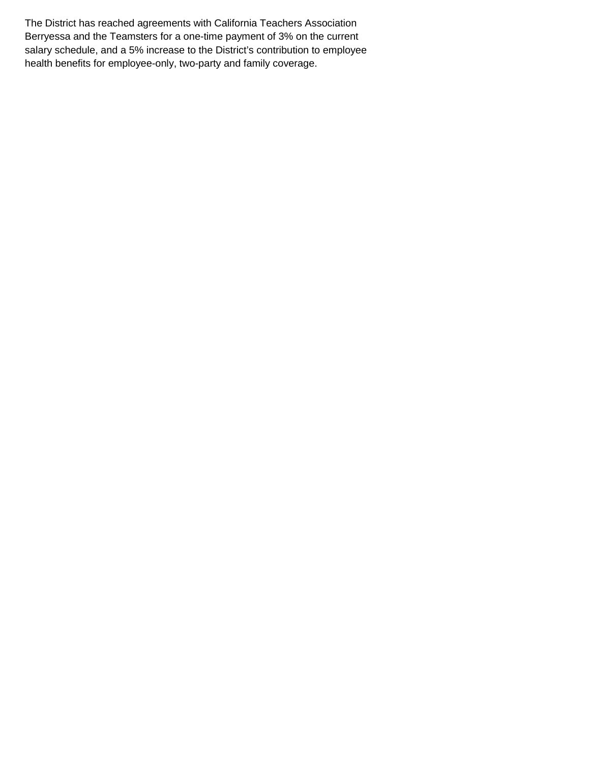The District has reached agreements with California Teachers Association Berryessa and the Teamsters for a one-time payment of 3% on the current salary schedule, and a 5% increase to the District's contribution to employee health benefits for employee-only, two-party and family coverage.